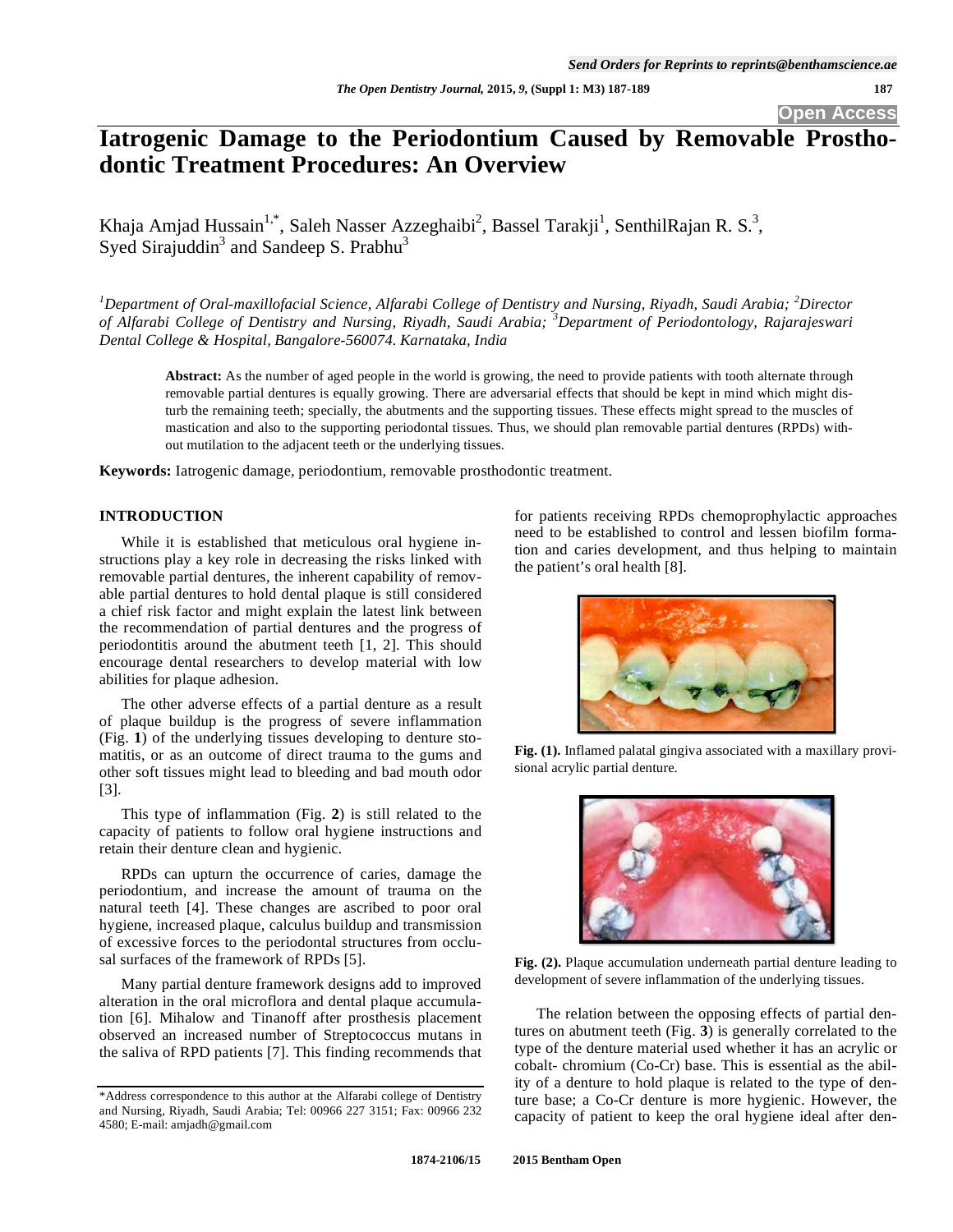# Iatrogenic Damage to the Periodontium Caused by Removable Prosthodontic Treatment Procedures: An Overview

Khaja Amjad Hussain[1,*], Saleh Nasser Azzeghaibi[2], Bassel Tarakji[1], SenthilRajan R. S.[3], Syed Sirajuddin[3] and Sandeep S. Prabhu[3]

*[1]Department of Oral-maxillofacial Science, Alfarabi College of Dentistry and Nursing, Riyadh, Saudi Arabia; [2]Director of Alfarabi College of Dentistry and Nursing, Riyadh, Saudi Arabia; [3]Department of Periodontology, Rajarajeswari Dental College & Hospital, Bangalore-560074. Karnataka, India*

**Abstract:** As the number of aged people in the world is growing, the need to provide patients with tooth alternate through removable partial dentures is equally growing. There are adversarial effects that should be kept in mind which might disturb the remaining teeth; specially, the abutments and the supporting tissues. These effects might spread to the muscles of mastication and also to the supporting periodontal tissues. Thus, we should plan removable partial dentures (RPDs) without mutilation to the adjacent teeth or the underlying tissues.

**Keywords:** Iatrogenic damage, periodontium, removable prosthodontic treatment.

## INTRODUCTION

While it is established that meticulous oral hygiene instructions play a key role in decreasing the risks linked with removable partial dentures, the inherent capability of removable partial dentures to hold dental plaque is still considered a chief risk factor and might explain the latest link between the recommendation of partial dentures and the progress of periodontitis around the abutment teeth [1, 2]. This should encourage dental researchers to develop material with low abilities for plaque adhesion.

The other adverse effects of a partial denture as a result of plaque buildup is the progress of severe inflammation (Fig. **1**) of the underlying tissues developing to denture stomatitis, or as an outcome of direct trauma to the gums and other soft tissues might lead to bleeding and bad mouth odor [3].

This type of inflammation (Fig. **2**) is still related to the capacity of patients to follow oral hygiene instructions and retain their denture clean and hygienic.

RPDs can upturn the occurrence of caries, damage the periodontium, and increase the amount of trauma on the natural teeth [4]. These changes are ascribed to poor oral hygiene, increased plaque, calculus buildup and transmission of excessive forces to the periodontal structures from occlusal surfaces of the framework of RPDs [5].

Many partial denture framework designs add to improved alteration in the oral microflora and dental plaque accumulation [6]. Mihalow and Tinanoff after prosthesis placement observed an increased number of Streptococcus mutans in the saliva of RPD patients [7]. This finding recommends that for patients receiving RPDs chemoprophylactic approaches need to be established to control and lessen biofilm formation and caries development, and thus helping to maintain the patient's oral health [8].

**Fig. (1).** Inflamed palatal gingiva associated with a maxillary provisional acrylic partial denture.

**Fig. (2).** Plaque accumulation underneath partial denture leading to development of severe inflammation of the underlying tissues.

The relation between the opposing effects of partial dentures on abutment teeth (Fig. **3**) is generally correlated to the type of the denture material used whether it has an acrylic or cobalt- chromium (Co-Cr) base. This is essential as the ability of a denture to hold plaque is related to the type of denture base; a Co-Cr denture is more hygienic. However, the capacity of patient to keep the oral hygiene ideal after den-

*Address correspondence to this author at the Alfarabi college of Dentistry and Nursing, Riyadh, Saudi Arabia; Tel: 00966 227 3151; Fax: 00966 232 4580; E-mail: amjadh@gmail.com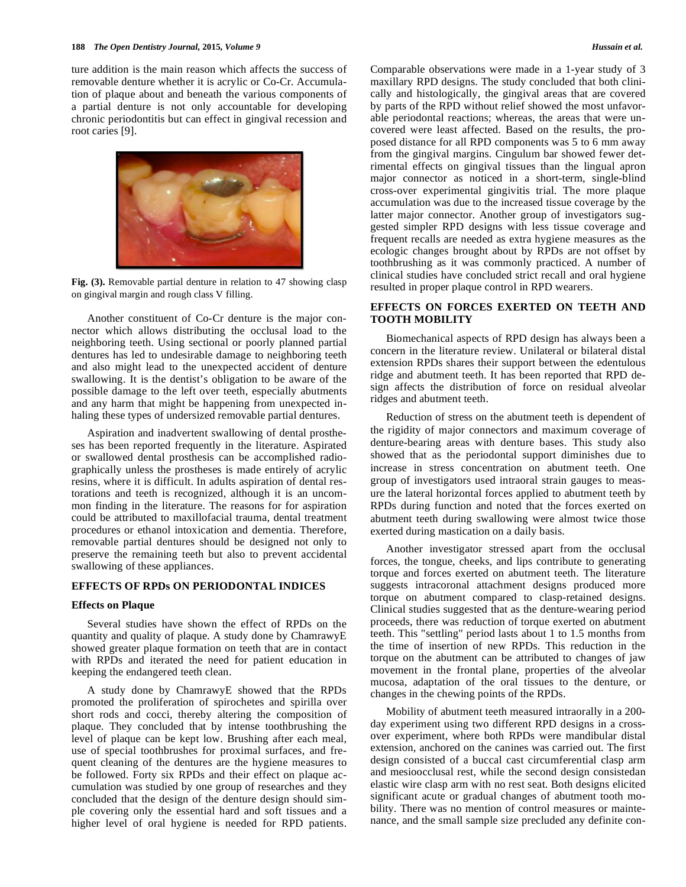ture addition is the main reason which affects the success of removable denture whether it is acrylic or Co-Cr. Accumulation of plaque about and beneath the various components of a partial denture is not only accountable for developing chronic periodontitis but can effect in gingival recession and root caries [9].

**Fig. (3).** Removable partial denture in relation to 47 showing clasp on gingival margin and rough class V filling.

Another constituent of Co-Cr denture is the major connector which allows distributing the occlusal load to the neighboring teeth. Using sectional or poorly planned partial dentures has led to undesirable damage to neighboring teeth and also might lead to the unexpected accident of denture swallowing. It is the dentist's obligation to be aware of the possible damage to the left over teeth, especially abutments and any harm that might be happening from unexpected inhaling these types of undersized removable partial dentures.

Aspiration and inadvertent swallowing of dental prostheses has been reported frequently in the literature. Aspirated or swallowed dental prosthesis can be accomplished radiographically unless the prostheses is made entirely of acrylic resins, where it is difficult. In adults aspiration of dental restorations and teeth is recognized, although it is an uncommon finding in the literature. The reasons for for aspiration could be attributed to maxillofacial trauma, dental treatment procedures or ethanol intoxication and dementia. Therefore, removable partial dentures should be designed not only to preserve the remaining teeth but also to prevent accidental swallowing of these appliances.

## EFFECTS OF RPDs ON PERIODONTAL INDICES

### Effects on Plaque

Several studies have shown the effect of RPDs on the quantity and quality of plaque. A study done by ChamrawyE showed greater plaque formation on teeth that are in contact with RPDs and iterated the need for patient education in keeping the endangered teeth clean.

A study done by ChamrawyE showed that the RPDs promoted the proliferation of spirochetes and spirilla over short rods and cocci, thereby altering the composition of plaque. They concluded that by intense toothbrushing the level of plaque can be kept low. Brushing after each meal, use of special toothbrushes for proximal surfaces, and frequent cleaning of the dentures are the hygiene measures to be followed. Forty six RPDs and their effect on plaque accumulation was studied by one group of researches and they concluded that the design of the denture design should simple covering only the essential hard and soft tissues and a higher level of oral hygiene is needed for RPD patients. Comparable observations were made in a 1-year study of 3 maxillary RPD designs. The study concluded that both clinically and histologically, the gingival areas that are covered by parts of the RPD without relief showed the most unfavorable periodontal reactions; whereas, the areas that were uncovered were least affected. Based on the results, the proposed distance for all RPD components was 5 to 6 mm away from the gingival margins. Cingulum bar showed fewer detrimental effects on gingival tissues than the lingual apron major connector as noticed in a short-term, single-blind cross-over experimental gingivitis trial. The more plaque accumulation was due to the increased tissue coverage by the latter major connector. Another group of investigators suggested simpler RPD designs with less tissue coverage and frequent recalls are needed as extra hygiene measures as the ecologic changes brought about by RPDs are not offset by toothbrushing as it was commonly practiced. A number of clinical studies have concluded strict recall and oral hygiene resulted in proper plaque control in RPD wearers.

## EFFECTS ON FORCES EXERTED ON TEETH AND TOOTH MOBILITY

Biomechanical aspects of RPD design has always been a concern in the literature review. Unilateral or bilateral distal extension RPDs shares their support between the edentulous ridge and abutment teeth. It has been reported that RPD design affects the distribution of force on residual alveolar ridges and abutment teeth.

Reduction of stress on the abutment teeth is dependent of the rigidity of major connectors and maximum coverage of denture-bearing areas with denture bases. This study also showed that as the periodontal support diminishes due to increase in stress concentration on abutment teeth. One group of investigators used intraoral strain gauges to measure the lateral horizontal forces applied to abutment teeth by RPDs during function and noted that the forces exerted on abutment teeth during swallowing were almost twice those exerted during mastication on a daily basis.

Another investigator stressed apart from the occlusal forces, the tongue, cheeks, and lips contribute to generating torque and forces exerted on abutment teeth. The literature suggests intracoronal attachment designs produced more torque on abutment compared to clasp-retained designs. Clinical studies suggested that as the denture-wearing period proceeds, there was reduction of torque exerted on abutment teeth. This "settling" period lasts about 1 to 1.5 months from the time of insertion of new RPDs. This reduction in the torque on the abutment can be attributed to changes of jaw movement in the frontal plane, properties of the alveolar mucosa, adaptation of the oral tissues to the denture, or changes in the chewing points of the RPDs.

Mobility of abutment teeth measured intraorally in a 200-day experiment using two different RPD designs in a cross-over experiment, where both RPDs were mandibular distal extension, anchored on the canines was carried out. The first design consisted of a buccal cast circumferential clasp arm and mesioocclusal rest, while the second design consistedan elastic wire clasp arm with no rest seat. Both designs elicited significant acute or gradual changes of abutment tooth mobility. There was no mention of control measures or maintenance, and the small sample size precluded any definite con-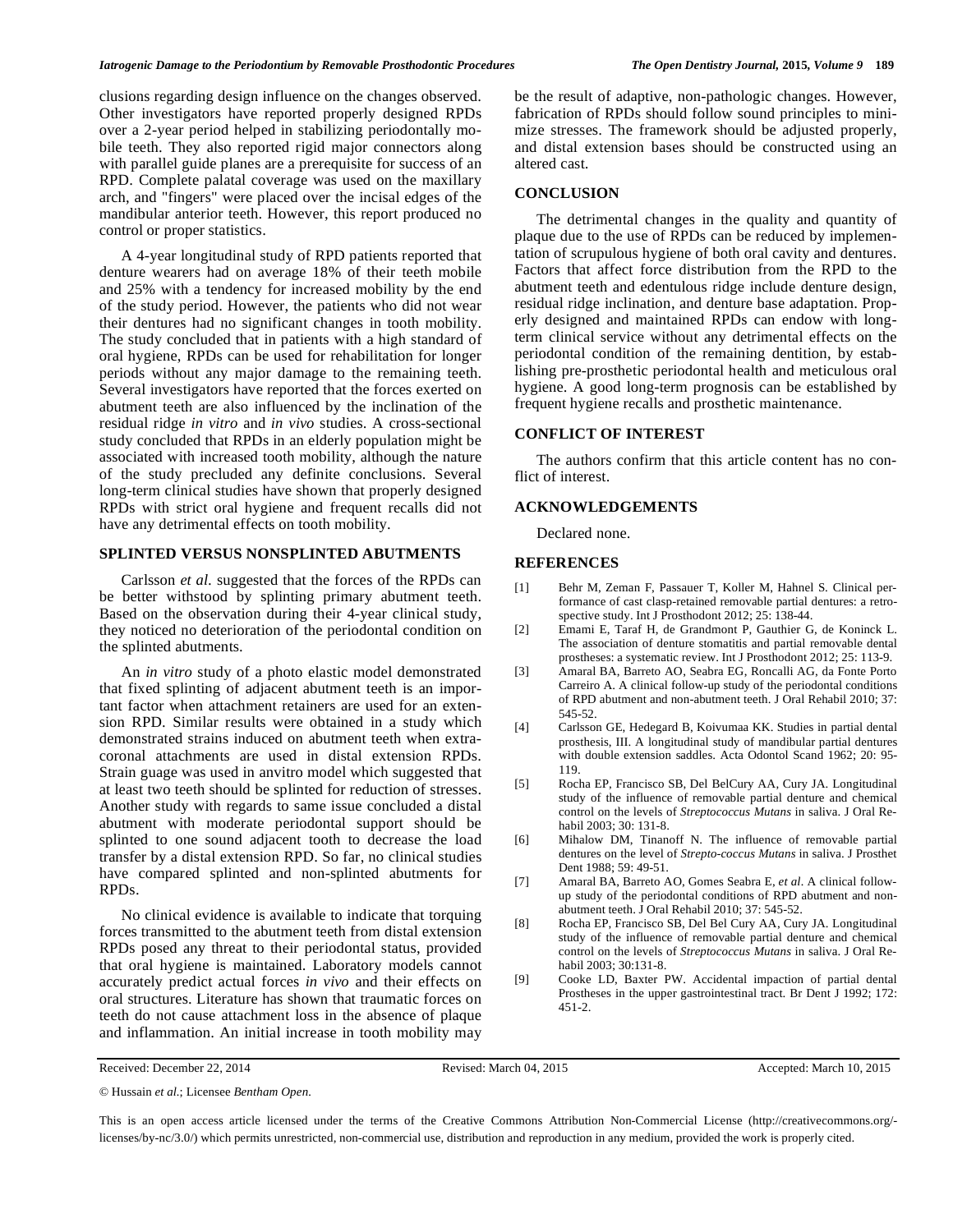clusions regarding design influence on the changes observed. Other investigators have reported properly designed RPDs over a 2-year period helped in stabilizing periodontally mobile teeth. They also reported rigid major connectors along with parallel guide planes are a prerequisite for success of an RPD. Complete palatal coverage was used on the maxillary arch, and "fingers" were placed over the incisal edges of the mandibular anterior teeth. However, this report produced no control or proper statistics.

A 4-year longitudinal study of RPD patients reported that denture wearers had on average 18% of their teeth mobile and 25% with a tendency for increased mobility by the end of the study period. However, the patients who did not wear their dentures had no significant changes in tooth mobility. The study concluded that in patients with a high standard of oral hygiene, RPDs can be used for rehabilitation for longer periods without any major damage to the remaining teeth. Several investigators have reported that the forces exerted on abutment teeth are also influenced by the inclination of the residual ridge *in vitro* and *in vivo* studies. A cross-sectional study concluded that RPDs in an elderly population might be associated with increased tooth mobility, although the nature of the study precluded any definite conclusions. Several long-term clinical studies have shown that properly designed RPDs with strict oral hygiene and frequent recalls did not have any detrimental effects on tooth mobility.

## SPLINTED VERSUS NONSPLINTED ABUTMENTS

Carlsson *et al.* suggested that the forces of the RPDs can be better withstood by splinting primary abutment teeth. Based on the observation during their 4-year clinical study, they noticed no deterioration of the periodontal condition on the splinted abutments.

An *in vitro* study of a photo elastic model demonstrated that fixed splinting of adjacent abutment teeth is an important factor when attachment retainers are used for an extension RPD. Similar results were obtained in a study which demonstrated strains induced on abutment teeth when extracoronal attachments are used in distal extension RPDs. Strain guage was used in anvitro model which suggested that at least two teeth should be splinted for reduction of stresses. Another study with regards to same issue concluded a distal abutment with moderate periodontal support should be splinted to one sound adjacent tooth to decrease the load transfer by a distal extension RPD. So far, no clinical studies have compared splinted and non-splinted abutments for RPDs.

No clinical evidence is available to indicate that torquing forces transmitted to the abutment teeth from distal extension RPDs posed any threat to their periodontal status, provided that oral hygiene is maintained. Laboratory models cannot accurately predict actual forces *in vivo* and their effects on oral structures. Literature has shown that traumatic forces on teeth do not cause attachment loss in the absence of plaque and inflammation. An initial increase in tooth mobility may be the result of adaptive, non-pathologic changes. However, fabrication of RPDs should follow sound principles to minimize stresses. The framework should be adjusted properly, and distal extension bases should be constructed using an altered cast.

## CONCLUSION

The detrimental changes in the quality and quantity of plaque due to the use of RPDs can be reduced by implementation of scrupulous hygiene of both oral cavity and dentures. Factors that affect force distribution from the RPD to the abutment teeth and edentulous ridge include denture design, residual ridge inclination, and denture base adaptation. Properly designed and maintained RPDs can endow with long-term clinical service without any detrimental effects on the periodontal condition of the remaining dentition, by establishing pre-prosthetic periodontal health and meticulous oral hygiene. A good long-term prognosis can be established by frequent hygiene recalls and prosthetic maintenance.

## CONFLICT OF INTEREST

The authors confirm that this article content has no conflict of interest.

## ACKNOWLEDGEMENTS

Declared none.

## REFERENCES

[1] Behr M, Zeman F, Passauer T, Koller M, Hahnel S. Clinical performance of cast clasp-retained removable partial dentures: a retrospective study. Int J Prosthodont 2012; 25: 138-44.

[2] Emami E, Taraf H, de Grandmont P, Gauthier G, de Koninck L. The association of denture stomatitis and partial removable dental prostheses: a systematic review. Int J Prosthodont 2012; 25: 113-9.

[3] Amaral BA, Barreto AO, Seabra EG, Roncalli AG, da Fonte Porto Carreiro A. A clinical follow-up study of the periodontal conditions of RPD abutment and non-abutment teeth. J Oral Rehabil 2010; 37: 545-52.

[4] Carlsson GE, Hedegard B, Koivumaa KK. Studies in partial dental prosthesis, III. A longitudinal study of mandibular partial dentures with double extension saddles. Acta Odontol Scand 1962; 20: 95-119.

[5] Rocha EP, Francisco SB, Del BelCury AA, Cury JA. Longitudinal study of the influence of removable partial denture and chemical control on the levels of *Streptococcus Mutans* in saliva. J Oral Rehabil 2003; 30: 131-8.

[6] Mihalow DM, Tinanoff N. The influence of removable partial dentures on the level of *Strepto-coccus Mutans* in saliva. J Prosthet Dent 1988; 59: 49-51.

[7] Amaral BA, Barreto AO, Gomes Seabra E, *et al*. A clinical follow-up study of the periodontal conditions of RPD abutment and non-abutment teeth. J Oral Rehabil 2010; 37: 545-52.

[8] Rocha EP, Francisco SB, Del Bel Cury AA, Cury JA. Longitudinal study of the influence of removable partial denture and chemical control on the levels of *Streptococcus Mutans* in saliva. J Oral Rehabil 2003; 30:131-8.

[9] Cooke LD, Baxter PW. Accidental impaction of partial dental Prostheses in the upper gastrointestinal tract. Br Dent J 1992; 172: 451-2.

Received: December 22, 2014 Revised: March 04, 2015 Accepted: March 10, 2015

© Hussain *et al.*; Licensee *Bentham Open.*

This is an open access article licensed under the terms of the Creative Commons Attribution Non-Commercial License (http://creativecommons.org/-licenses/by-nc/3.0/) which permits unrestricted, non-commercial use, distribution and reproduction in any medium, provided the work is properly cited.